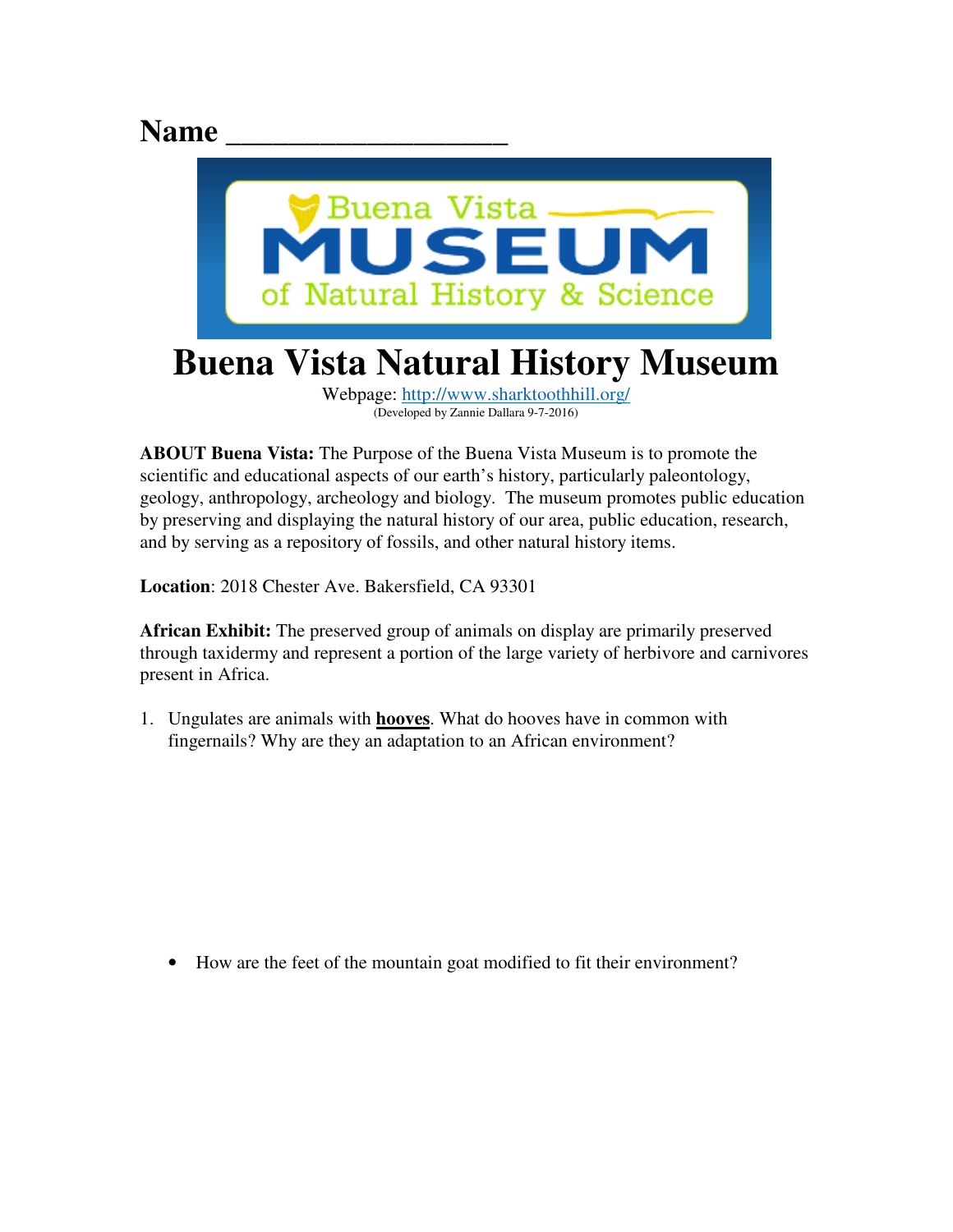**Name** ____________________

# Buena Vista Natural History Museum

Webpage: http://www.sharktoothhill.org/

(Developed by Zannie Dallara 9-7-2016)

**ABOUT Buena Vista:** The Purpose of the Buena Vista Museum is to promote the scientific and educational aspects of our earth's history, particularly paleontology, geology, anthropology, archeology and biology. The museum promotes public education by preserving and displaying the natural history of our area, public education, research, and by serving as a repository of fossils, and other natural history items.

**Location**: 2018 Chester Ave. Bakersfield, CA 93301

**African Exhibit:** The preserved group of animals on display are primarily preserved through taxidermy and represent a portion of the large variety of herbivore and carnivores present in Africa.

1. Ungulates are animals with **hooves**. What do hooves have in common with fingernails? Why are they an adaptation to an African environment?

    - How are the feet of the mountain goat modified to fit their environment?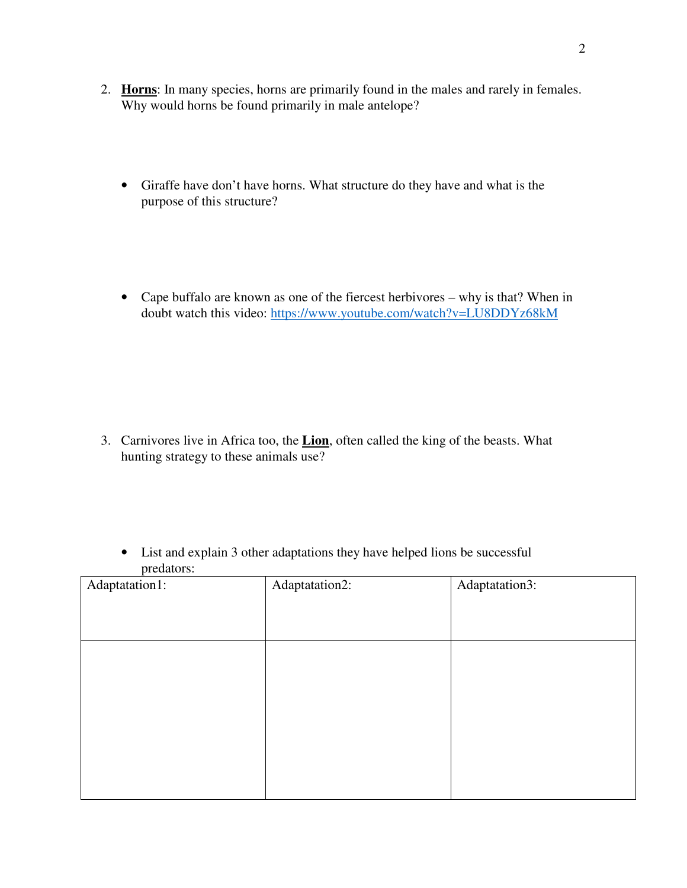2. **Horns**: In many species, horns are primarily found in the males and rarely in females. Why would horns be found primarily in male antelope?

   - Giraffe have don't have horns. What structure do they have and what is the purpose of this structure?

   - Cape buffalo are known as one of the fiercest herbivores – why is that? When in doubt watch this video: [https://www.youtube.com/watch?v=LU8DDYz68kM](https://www.youtube.com/watch?v=LU8DDYz68kM)

3. Carnivores live in Africa too, the **Lion**, often called the king of the beasts. What hunting strategy to these animals use?

   - List and explain 3 other adaptations they have helped lions be successful predators:

| Adaptatation1: | Adaptatation2: | Adaptatation3: |
|---|---|---|
| | | |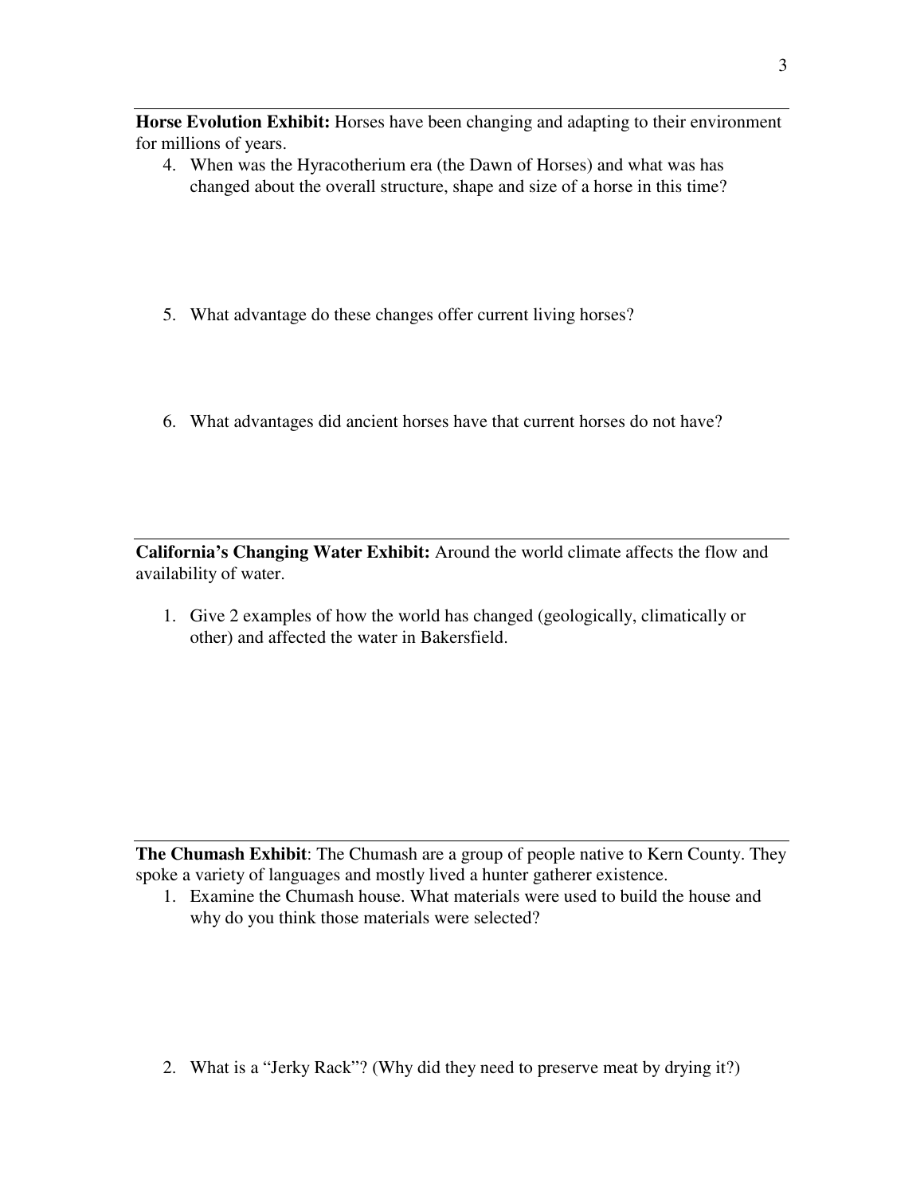**Horse Evolution Exhibit:** Horses have been changing and adapting to their environment for millions of years.

4. When was the Hyracotherium era (the Dawn of Horses) and what was has changed about the overall structure, shape and size of a horse in this time?

5. What advantage do these changes offer current living horses?

6. What advantages did ancient horses have that current horses do not have?

---

**California's Changing Water Exhibit:** Around the world climate affects the flow and availability of water.

1. Give 2 examples of how the world has changed (geologically, climatically or other) and affected the water in Bakersfield.

---

**The Chumash Exhibit**: The Chumash are a group of people native to Kern County. They spoke a variety of languages and mostly lived a hunter gatherer existence.

1. Examine the Chumash house. What materials were used to build the house and why do you think those materials were selected?

2. What is a "Jerky Rack"? (Why did they need to preserve meat by drying it?)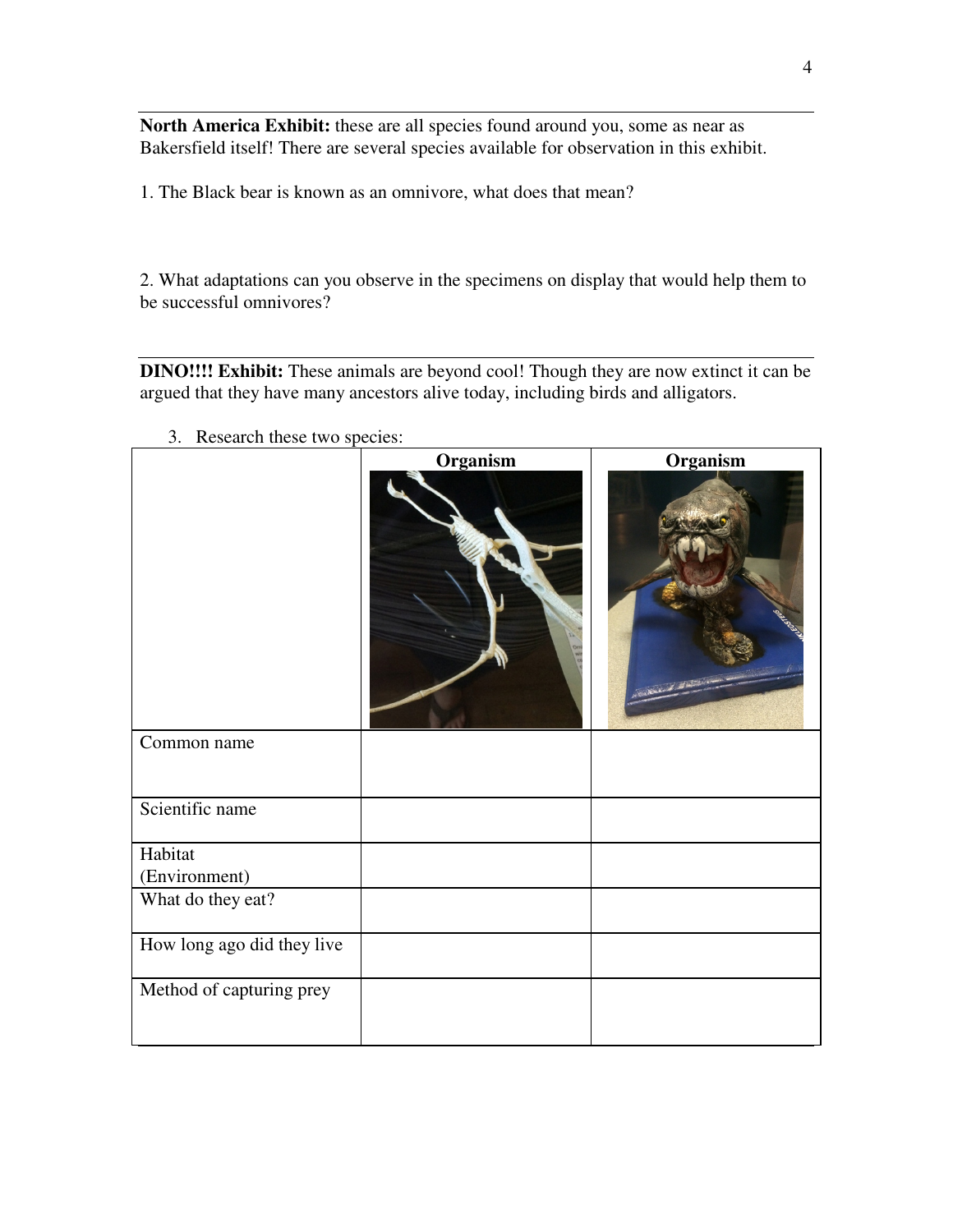**North America Exhibit:** these are all species found around you, some as near as Bakersfield itself! There are several species available for observation in this exhibit.

1. The Black bear is known as an omnivore, what does that mean?

2. What adaptations can you observe in the specimens on display that would help them to be successful omnivores?

**DINO!!!! Exhibit:** These animals are beyond cool! Though they are now extinct it can be argued that they have many ancestors alive today, including birds and alligators.

3. Research these two species:

| | Organism | Organism |
|---|---|---|
| Common name | | |
| Scientific name | | |
| Habitat (Environment) | | |
| What do they eat? | | |
| How long ago did they live | | |
| Method of capturing prey | | |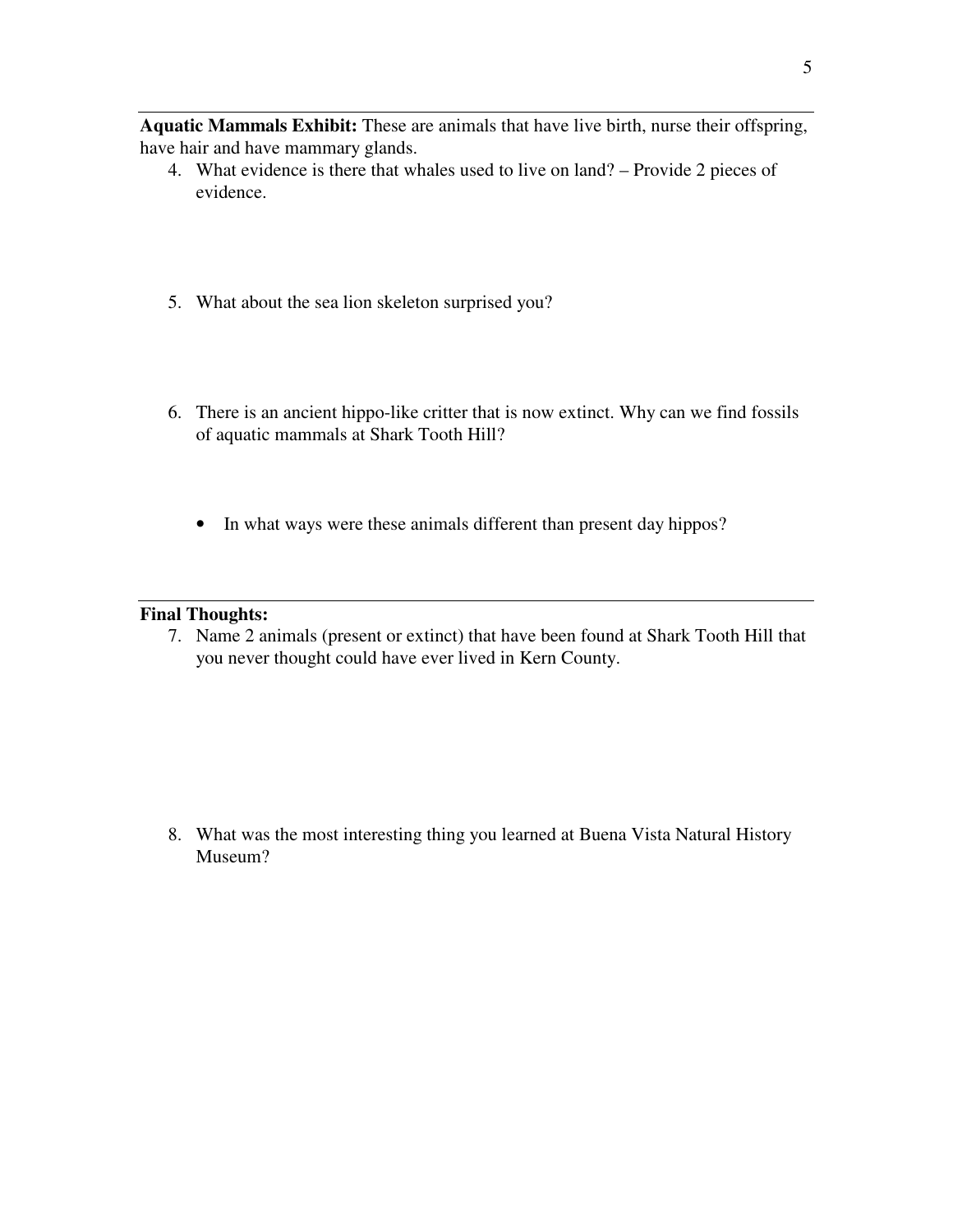---

**Aquatic Mammals Exhibit:** These are animals that have live birth, nurse their offspring, have hair and have mammary glands.

4. What evidence is there that whales used to live on land? – Provide 2 pieces of evidence.

5. What about the sea lion skeleton surprised you?

6. There is an ancient hippo-like critter that is now extinct. Why can we find fossils of aquatic mammals at Shark Tooth Hill?

   - In what ways were these animals different than present day hippos?

---

**Final Thoughts:**

7. Name 2 animals (present or extinct) that have been found at Shark Tooth Hill that you never thought could have ever lived in Kern County.

8. What was the most interesting thing you learned at Buena Vista Natural History Museum?